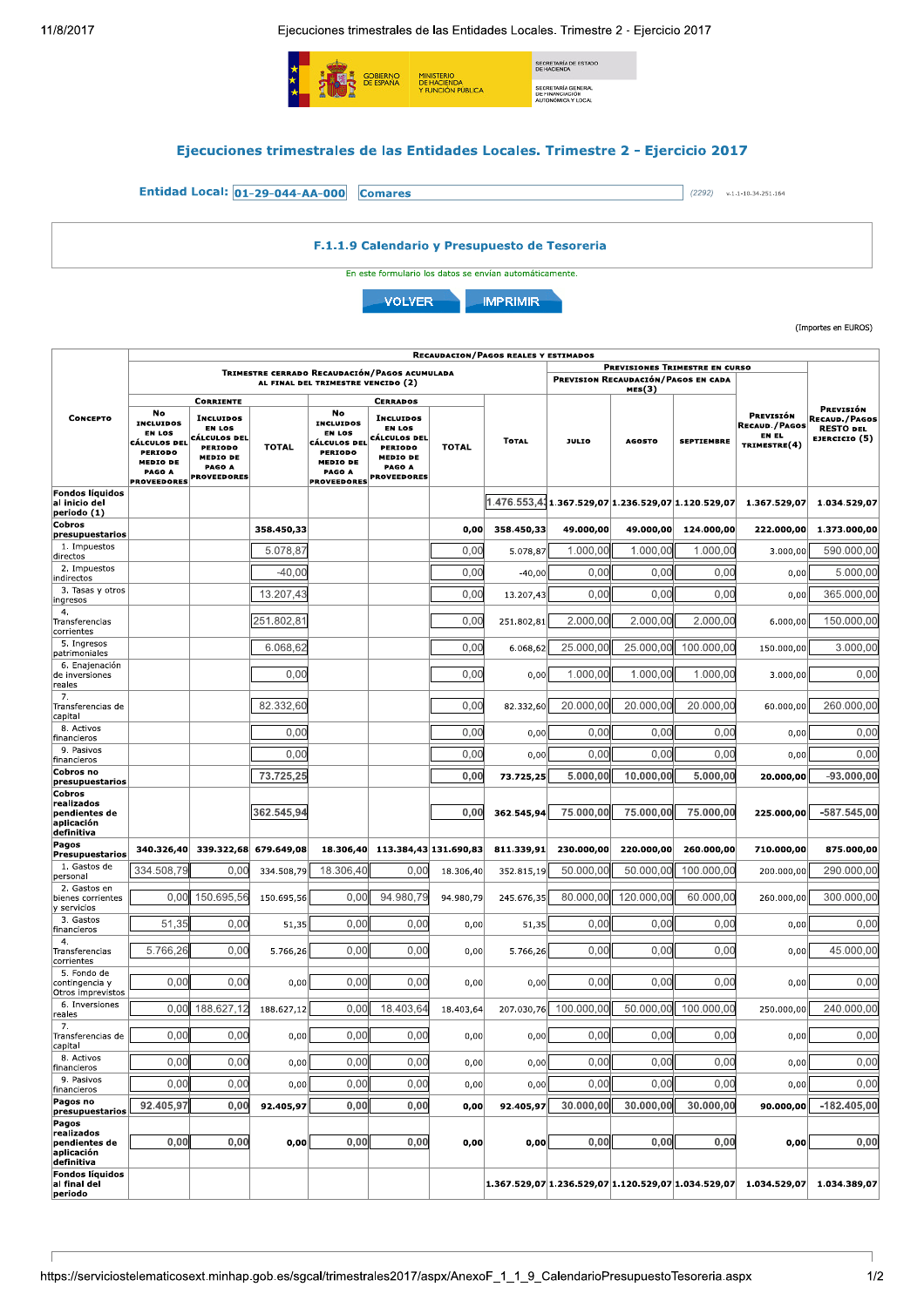GOBIERNO DE ESPAÑA — MINISTERIO DE HACIENDA Y FUNCIÓN PÚBLICA — SECRETARÍA DE ESTADO DE HACIENDA — SECRETARÍA GENERAL DE FINANCIACIÓN AUTONÓMICA Y LOCAL

## Ejecuciones trimestrales de las Entidades Locales. Trimestre 2 - Ejercicio 2017

**Entidad Local:** 01-29-044-AA-000 Comares (2292) v.1.1-10.34.251.164

### F.1.1.9 Calendario y Presupuesto de Tesoreria

En este formulario los datos se envían automáticamente.

VOLVER IMPRIMIR

(Importes en EUROS)

| Concepto | Recaudacion/Pagos reales y estimados | | | | | | | | | | | |
|---|---|---|---|---|---|---|---|---|---|---|---|---|
| | Trimestre cerrado Recaudación/Pagos acumulada al final del trimestre vencido (2) | | | | | | | Previsiones Trimestre en curso | | | | |
| | Corriente | | | Cerrados | | | | Prevision Recaudación/Pagos en cada mes(3) | | | Previsión Recaud./Pagos en el trimestre(4) | Previsión Recaud./Pagos resto del ejercicio (5) |
| | No incluidos en los cálculos del periodo medio de pago a proveedores | Incluidos en los cálculos del periodo medio de pago a proveedores | Total | No incluidos en los cálculos del periodo medio de pago a proveedores | Incluidos en los cálculos del periodo medio de pago a proveedores | Total | Total | Julio | Agosto | Septiembre | | |
| **Fondos líquidos al inicio del periodo (1)** | | | | | | | 1.476.553,43 | 1.367.529,07 | 1.236.529,07 | 1.120.529,07 | 1.367.529,07 | 1.034.529,07 |
| **Cobros presupuestarios** | | | 358.450,33 | | | 0,00 | 358.450,33 | 49.000,00 | 49.000,00 | 124.000,00 | 222.000,00 | 1.373.000,00 |
| 1. Impuestos directos | | | 5.078,87 | | | 0,00 | 5.078,87 | 1.000,00 | 1.000,00 | 1.000,00 | 3.000,00 | 590.000,00 |
| 2. Impuestos indirectos | | | -40,00 | | | 0,00 | -40,00 | 0,00 | 0,00 | 0,00 | 0,00 | 5.000,00 |
| 3. Tasas y otros ingresos | | | 13.207,43 | | | 0,00 | 13.207,43 | 0,00 | 0,00 | 0,00 | 0,00 | 365.000,00 |
| 4. Transferencias corrientes | | | 251.802,81 | | | 0,00 | 251.802,81 | 2.000,00 | 2.000,00 | 2.000,00 | 6.000,00 | 150.000,00 |
| 5. Ingresos patrimoniales | | | 6.068,62 | | | 0,00 | 6.068,62 | 25.000,00 | 25.000,00 | 100.000,00 | 150.000,00 | 3.000,00 |
| 6. Enajenación de inversiones reales | | | 0,00 | | | 0,00 | 0,00 | 1.000,00 | 1.000,00 | 1.000,00 | 3.000,00 | 0,00 |
| 7. Transferencias de capital | | | 82.332,60 | | | 0,00 | 82.332,60 | 20.000,00 | 20.000,00 | 20.000,00 | 60.000,00 | 260.000,00 |
| 8. Activos financieros | | | 0,00 | | | 0,00 | 0,00 | 0,00 | 0,00 | 0,00 | 0,00 | 0,00 |
| 9. Pasivos financieros | | | 0,00 | | | 0,00 | 0,00 | 0,00 | 0,00 | 0,00 | 0,00 | 0,00 |
| **Cobros no presupuestarios** | | | 73.725,25 | | | 0,00 | 73.725,25 | 5.000,00 | 10.000,00 | 5.000,00 | 20.000,00 | -93.000,00 |
| **Cobros realizados pendientes de aplicación definitiva** | | | 362.545,94 | | | 0,00 | 362.545,94 | 75.000,00 | 75.000,00 | 75.000,00 | 225.000,00 | -587.545,00 |
| **Pagos Presupuestarios** | 340.326,40 | 339.322,68 | 679.649,08 | 18.306,40 | 113.384,43 | 131.690,83 | 811.339,91 | 230.000,00 | 220.000,00 | 260.000,00 | 710.000,00 | 875.000,00 |
| 1. Gastos de personal | 334.508,79 | 0,00 | 334.508,79 | 18.306,40 | 0,00 | 18.306,40 | 352.815,19 | 50.000,00 | 50.000,00 | 100.000,00 | 200.000,00 | 290.000,00 |
| 2. Gastos en bienes corrientes y servicios | 0,00 | 150.695,56 | 150.695,56 | 0,00 | 94.980,79 | 94.980,79 | 245.676,35 | 80.000,00 | 120.000,00 | 60.000,00 | 260.000,00 | 300.000,00 |
| 3. Gastos financieros | 51,35 | 0,00 | 51,35 | 0,00 | 0,00 | 0,00 | 51,35 | 0,00 | 0,00 | 0,00 | 0,00 | 0,00 |
| 4. Transferencias corrientes | 5.766,26 | 0,00 | 5.766,26 | 0,00 | 0,00 | 0,00 | 5.766,26 | 0,00 | 0,00 | 0,00 | 0,00 | 45.000,00 |
| 5. Fondo de contingencia y Otros imprevistos | 0,00 | 0,00 | 0,00 | 0,00 | 0,00 | 0,00 | 0,00 | 0,00 | 0,00 | 0,00 | 0,00 | 0,00 |
| 6. Inversiones reales | 0,00 | 188.627,12 | 188.627,12 | 0,00 | 18.403,64 | 18.403,64 | 207.030,76 | 100.000,00 | 50.000,00 | 100.000,00 | 250.000,00 | 240.000,00 |
| 7. Transferencias de capital | 0,00 | 0,00 | 0,00 | 0,00 | 0,00 | 0,00 | 0,00 | 0,00 | 0,00 | 0,00 | 0,00 | 0,00 |
| 8. Activos financieros | 0,00 | 0,00 | 0,00 | 0,00 | 0,00 | 0,00 | 0,00 | 0,00 | 0,00 | 0,00 | 0,00 | 0,00 |
| 9. Pasivos financieros | 0,00 | 0,00 | 0,00 | 0,00 | 0,00 | 0,00 | 0,00 | 0,00 | 0,00 | 0,00 | 0,00 | 0,00 |
| **Pagos no presupuestarios** | 92.405,97 | 0,00 | 92.405,97 | 0,00 | 0,00 | 0,00 | 92.405,97 | 30.000,00 | 30.000,00 | 30.000,00 | 90.000,00 | -182.405,00 |
| **Pagos realizados pendientes de aplicación definitiva** | 0,00 | 0,00 | 0,00 | 0,00 | 0,00 | 0,00 | 0,00 | 0,00 | 0,00 | 0,00 | 0,00 | 0,00 |
| **Fondos líquidos al final del periodo** | | | | | | | 1.367.529,07 | 1.236.529,07 | 1.120.529,07 | 1.034.529,07 | 1.034.529,07 | 1.034.389,07 |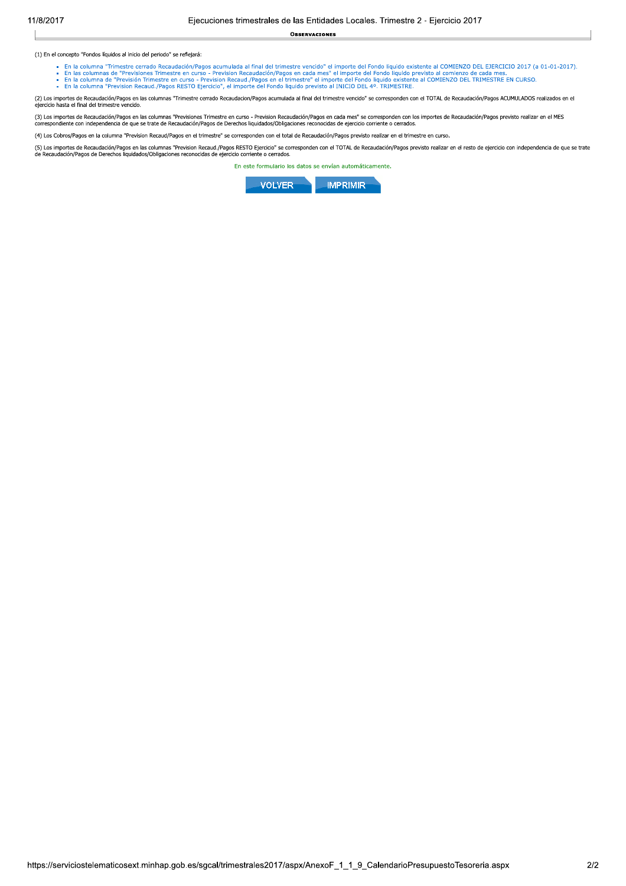**OBSERVACIONES**

(1) En el concepto "Fondos líquidos al inicio del periodo" se reflejará:

- En la columna "Trimestre cerrado Recaudación/Pagos acumulada al final del trimestre vencido" el importe del Fondo liquido existente al COMIENZO DEL EJERCICIO 2017 (a 01-01-2017).
- En las columnas de "Previsiones Trimestre en curso - Prevision Recaudación/Pagos en cada mes" el importe del Fondo liquido previsto al comienzo de cada mes.
- En la columna de "Previsión Trimestre en curso - Prevision Recaud./Pagos en el trimestre" el importe del Fondo liquido existente al COMIENZO DEL TRIMESTRE EN CURSO.
- En la columna "Prevision Recaud./Pagos RESTO Ejercicio", el importe del Fondo liquido previsto al INICIO DEL 4º. TRIMESTRE.

(2) Los importes de Recaudación/Pagos en las columnas "Trimestre cerrado Recaudacion/Pagos acumulada al final del trimestre vencido" se corresponden con el TOTAL de Recaudación/Pagos ACUMULADOS realizados en el ejercicio hasta el final del trimestre vencido.

(3) Los importes de Recaudación/Pagos en las columnas "Previsiones Trimestre en curso - Prevision Recaudación/Pagos en cada mes" se corresponden con los importes de Recaudación/Pagos previsto realizar en el MES correspondiente con independencia de que se trate de Recaudación/Pagos de Derechos liquidados/Obligaciones reconocidas de ejercicio corriente o cerrados.

(4) Los Cobros/Pagos en la columna "Prevision Recaud/Pagos en el trimestre" se corresponden con el total de Recaudación/Pagos previsto realizar en el trimestre en curso.

(5) Los importes de Recaudación/Pagos en las columnas "Prevision Recaud./Pagos RESTO Ejercicio" se corresponden con el TOTAL de Recaudación/Pagos previsto realizar en el resto de ejercicio con independencia de que se trate de Recaudación/Pagos de Derechos liquidados/Obligaciones reconocidas de ejercicio corriente o cerrados.

En este formulario los datos se envían automáticamente.

VOLVER IMPRIMIR